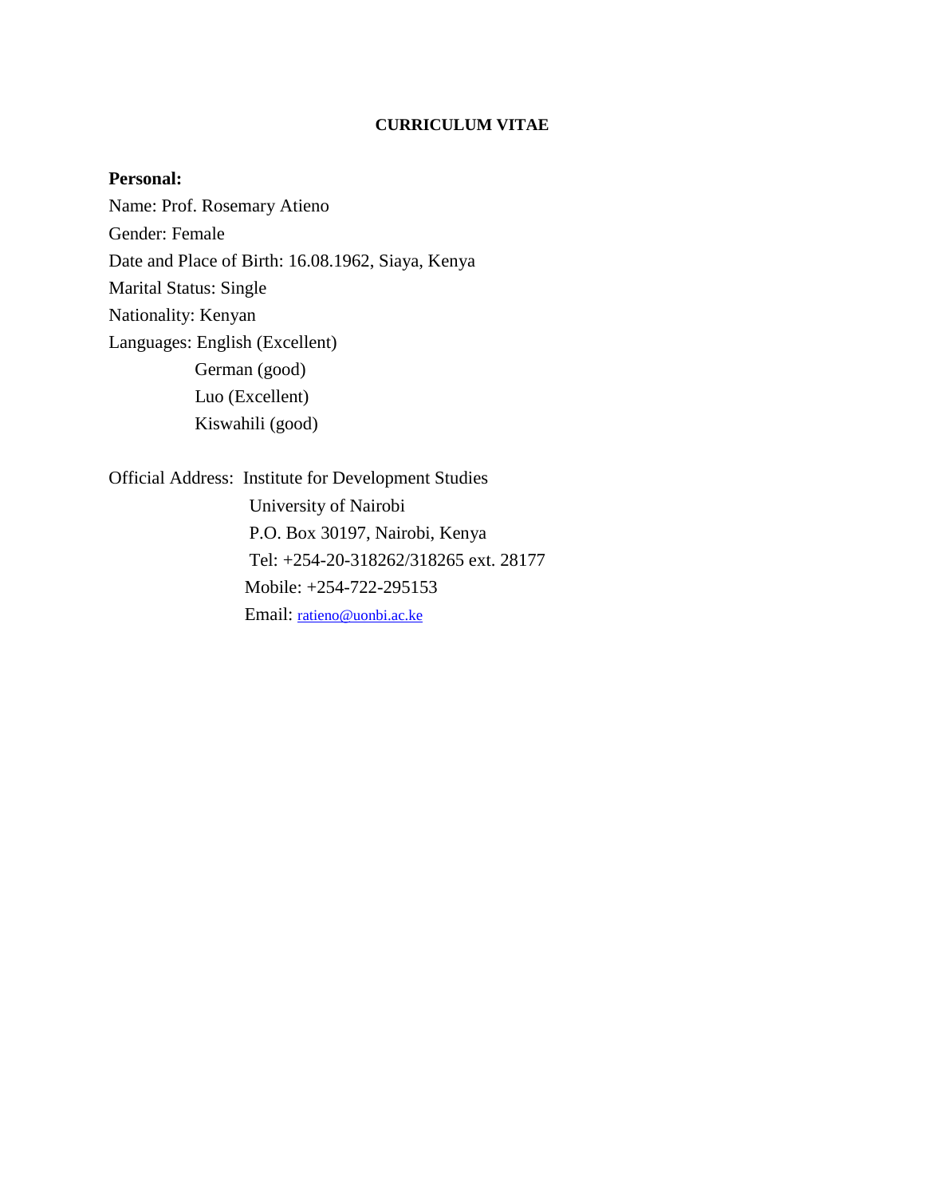# CURRICULUM VITAE

**Personal:**

Name: Prof. Rosemary Atieno

Gender: Female

Date and Place of Birth: 16.08.1962, Siaya, Kenya

Marital Status: Single

Nationality: Kenyan

Languages: English (Excellent)
German (good)
Luo (Excellent)
Kiswahili (good)

Official Address: Institute for Development Studies
University of Nairobi
P.O. Box 30197, Nairobi, Kenya
Tel: +254-20-318262/318265 ext. 28177
Mobile: +254-722-295153
Email: ratieno@uonbi.ac.ke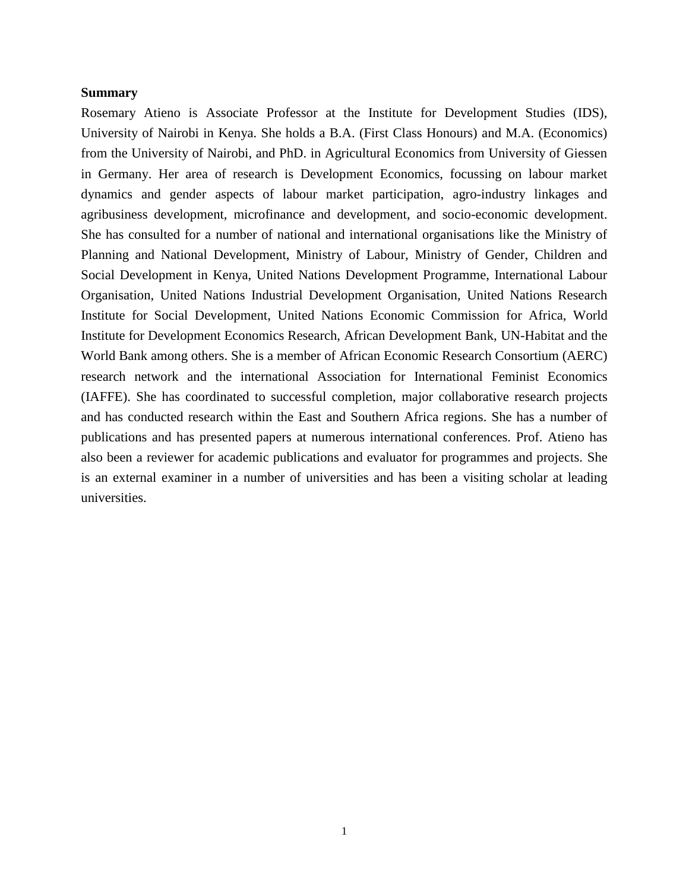**Summary**

Rosemary Atieno is Associate Professor at the Institute for Development Studies (IDS), University of Nairobi in Kenya. She holds a B.A. (First Class Honours) and M.A. (Economics) from the University of Nairobi, and PhD. in Agricultural Economics from University of Giessen in Germany. Her area of research is Development Economics, focussing on labour market dynamics and gender aspects of labour market participation, agro-industry linkages and agribusiness development, microfinance and development, and socio-economic development. She has consulted for a number of national and international organisations like the Ministry of Planning and National Development, Ministry of Labour, Ministry of Gender, Children and Social Development in Kenya, United Nations Development Programme, International Labour Organisation, United Nations Industrial Development Organisation, United Nations Research Institute for Social Development, United Nations Economic Commission for Africa, World Institute for Development Economics Research, African Development Bank, UN-Habitat and the World Bank among others. She is a member of African Economic Research Consortium (AERC) research network and the international Association for International Feminist Economics (IAFFE). She has coordinated to successful completion, major collaborative research projects and has conducted research within the East and Southern Africa regions. She has a number of publications and has presented papers at numerous international conferences. Prof. Atieno has also been a reviewer for academic publications and evaluator for programmes and projects. She is an external examiner in a number of universities and has been a visiting scholar at leading universities.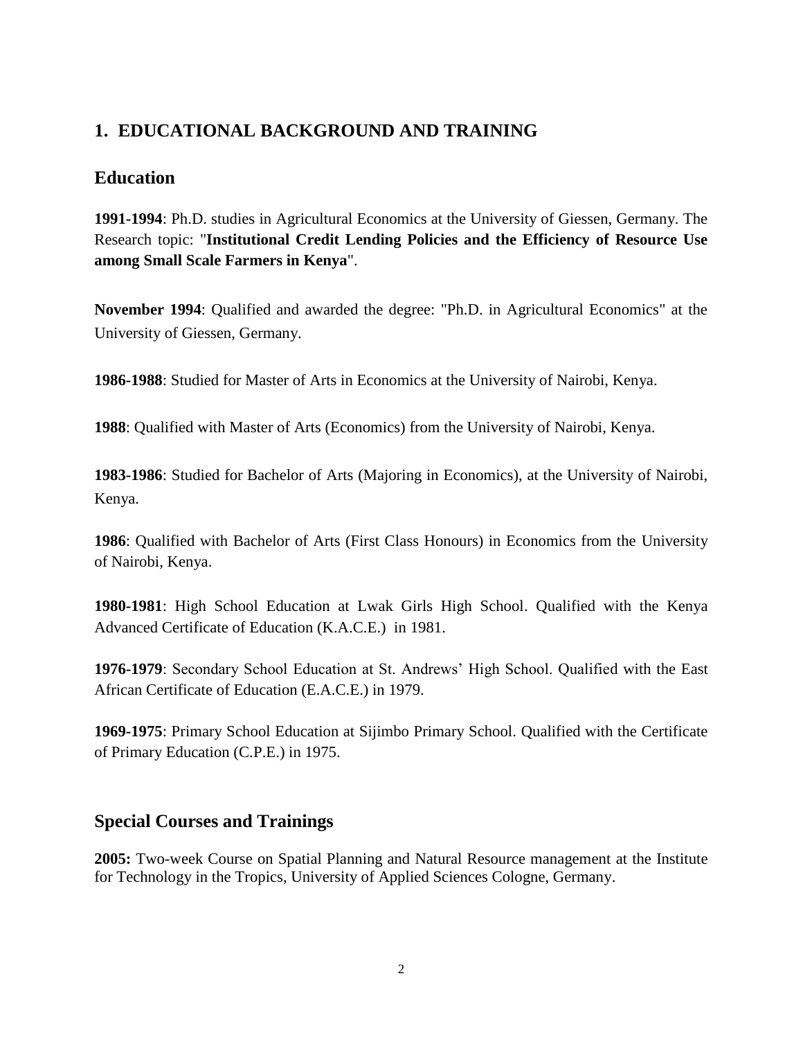# 1. EDUCATIONAL BACKGROUND AND TRAINING

## Education

**1991-1994**: Ph.D. studies in Agricultural Economics at the University of Giessen, Germany. The Research topic: "**Institutional Credit Lending Policies and the Efficiency of Resource Use among Small Scale Farmers in Kenya**".

**November 1994**: Qualified and awarded the degree: "Ph.D. in Agricultural Economics" at the University of Giessen, Germany.

**1986-1988**: Studied for Master of Arts in Economics at the University of Nairobi, Kenya.

**1988**: Qualified with Master of Arts (Economics) from the University of Nairobi, Kenya.

**1983-1986**: Studied for Bachelor of Arts (Majoring in Economics), at the University of Nairobi, Kenya.

**1986**: Qualified with Bachelor of Arts (First Class Honours) in Economics from the University of Nairobi, Kenya.

**1980-1981**: High School Education at Lwak Girls High School. Qualified with the Kenya Advanced Certificate of Education (K.A.C.E.) in 1981.

**1976-1979**: Secondary School Education at St. Andrews' High School. Qualified with the East African Certificate of Education (E.A.C.E.) in 1979.

**1969-1975**: Primary School Education at Sijimbo Primary School. Qualified with the Certificate of Primary Education (C.P.E.) in 1975.

## Special Courses and Trainings

**2005:** Two-week Course on Spatial Planning and Natural Resource management at the Institute for Technology in the Tropics, University of Applied Sciences Cologne, Germany.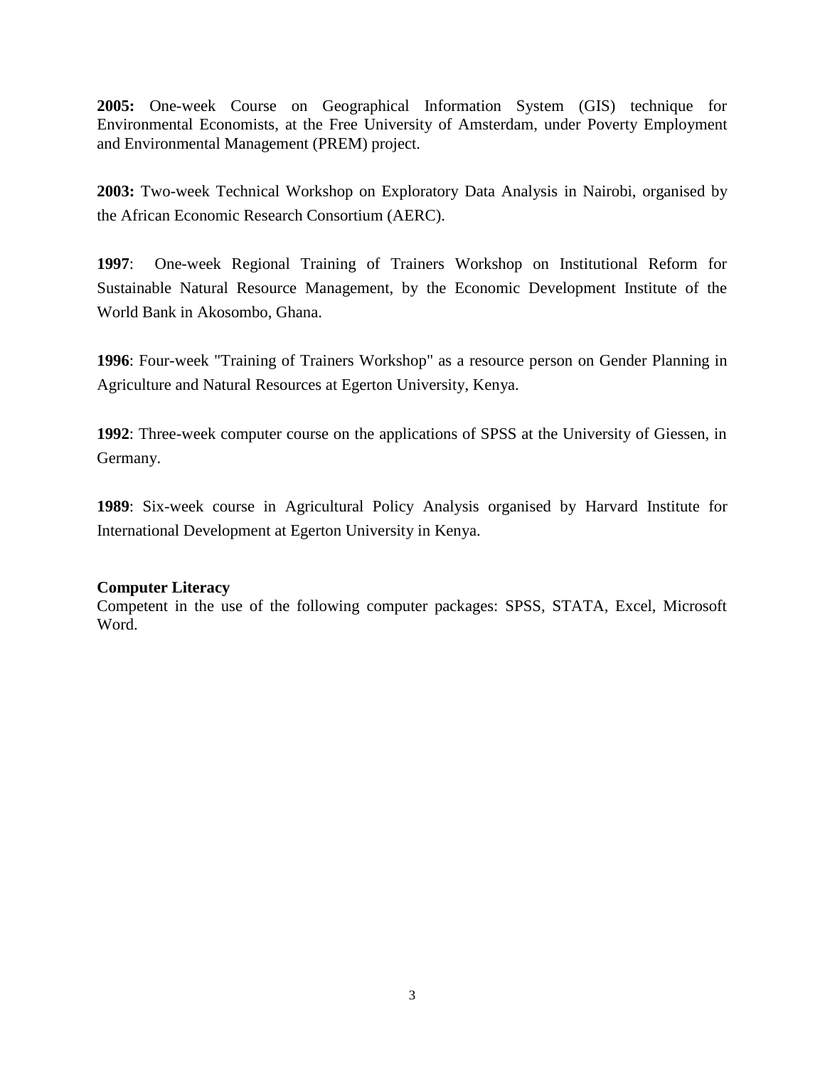**2005:** One-week Course on Geographical Information System (GIS) technique for Environmental Economists, at the Free University of Amsterdam, under Poverty Employment and Environmental Management (PREM) project.

**2003:** Two-week Technical Workshop on Exploratory Data Analysis in Nairobi, organised by the African Economic Research Consortium (AERC).

**1997**: One-week Regional Training of Trainers Workshop on Institutional Reform for Sustainable Natural Resource Management, by the Economic Development Institute of the World Bank in Akosombo, Ghana.

**1996**: Four-week "Training of Trainers Workshop" as a resource person on Gender Planning in Agriculture and Natural Resources at Egerton University, Kenya.

**1992**: Three-week computer course on the applications of SPSS at the University of Giessen, in Germany.

**1989**: Six-week course in Agricultural Policy Analysis organised by Harvard Institute for International Development at Egerton University in Kenya.

**Computer Literacy**

Competent in the use of the following computer packages: SPSS, STATA, Excel, Microsoft Word.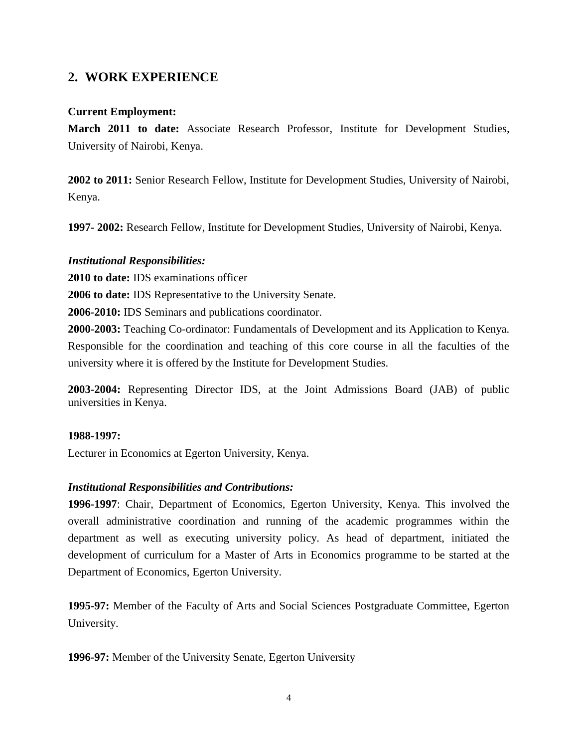## 2. WORK EXPERIENCE

**Current Employment:**

**March 2011 to date:** Associate Research Professor, Institute for Development Studies, University of Nairobi, Kenya.

**2002 to 2011:** Senior Research Fellow, Institute for Development Studies, University of Nairobi, Kenya.

**1997- 2002:** Research Fellow, Institute for Development Studies, University of Nairobi, Kenya.

***Institutional Responsibilities:***

**2010 to date:** IDS examinations officer

**2006 to date:** IDS Representative to the University Senate.

**2006-2010:** IDS Seminars and publications coordinator.

**2000-2003:** Teaching Co-ordinator: Fundamentals of Development and its Application to Kenya. Responsible for the coordination and teaching of this core course in all the faculties of the university where it is offered by the Institute for Development Studies.

**2003-2004:** Representing Director IDS, at the Joint Admissions Board (JAB) of public universities in Kenya.

**1988-1997:**

Lecturer in Economics at Egerton University, Kenya.

***Institutional Responsibilities and Contributions:***

**1996-1997**: Chair, Department of Economics, Egerton University, Kenya. This involved the overall administrative coordination and running of the academic programmes within the department as well as executing university policy. As head of department, initiated the development of curriculum for a Master of Arts in Economics programme to be started at the Department of Economics, Egerton University.

**1995-97:** Member of the Faculty of Arts and Social Sciences Postgraduate Committee, Egerton University.

**1996-97:** Member of the University Senate, Egerton University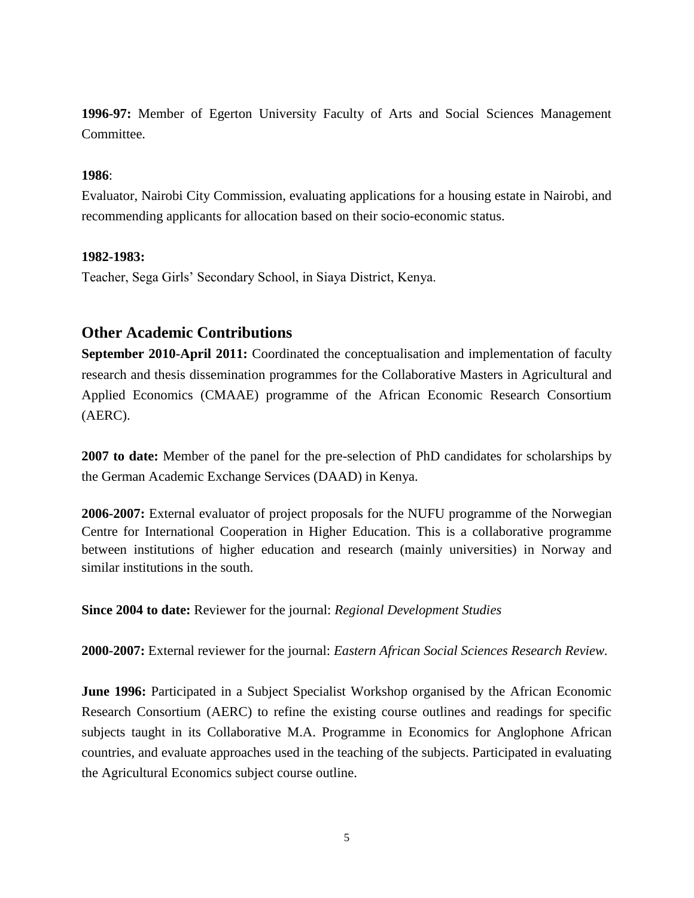**1996-97:** Member of Egerton University Faculty of Arts and Social Sciences Management Committee.

**1986**:
Evaluator, Nairobi City Commission, evaluating applications for a housing estate in Nairobi, and recommending applicants for allocation based on their socio-economic status.

**1982-1983:**
Teacher, Sega Girls' Secondary School, in Siaya District, Kenya.

## Other Academic Contributions

**September 2010-April 2011:** Coordinated the conceptualisation and implementation of faculty research and thesis dissemination programmes for the Collaborative Masters in Agricultural and Applied Economics (CMAAE) programme of the African Economic Research Consortium (AERC).

**2007 to date:** Member of the panel for the pre-selection of PhD candidates for scholarships by the German Academic Exchange Services (DAAD) in Kenya.

**2006-2007:** External evaluator of project proposals for the NUFU programme of the Norwegian Centre for International Cooperation in Higher Education. This is a collaborative programme between institutions of higher education and research (mainly universities) in Norway and similar institutions in the south.

**Since 2004 to date:** Reviewer for the journal: *Regional Development Studies*

**2000-2007:** External reviewer for the journal: *Eastern African Social Sciences Research Review.*

**June 1996:** Participated in a Subject Specialist Workshop organised by the African Economic Research Consortium (AERC) to refine the existing course outlines and readings for specific subjects taught in its Collaborative M.A. Programme in Economics for Anglophone African countries, and evaluate approaches used in the teaching of the subjects. Participated in evaluating the Agricultural Economics subject course outline.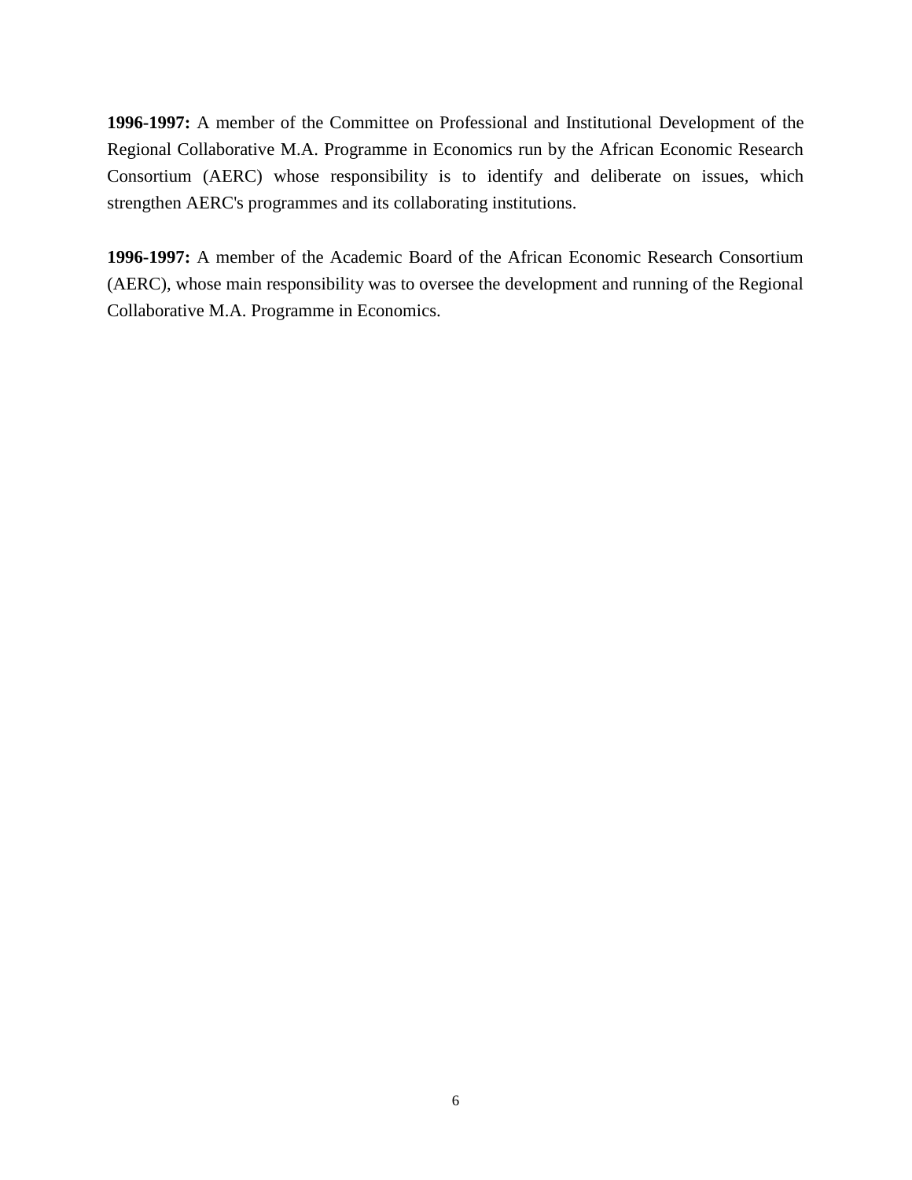**1996-1997:** A member of the Committee on Professional and Institutional Development of the Regional Collaborative M.A. Programme in Economics run by the African Economic Research Consortium (AERC) whose responsibility is to identify and deliberate on issues, which strengthen AERC's programmes and its collaborating institutions.

**1996-1997:** A member of the Academic Board of the African Economic Research Consortium (AERC), whose main responsibility was to oversee the development and running of the Regional Collaborative M.A. Programme in Economics.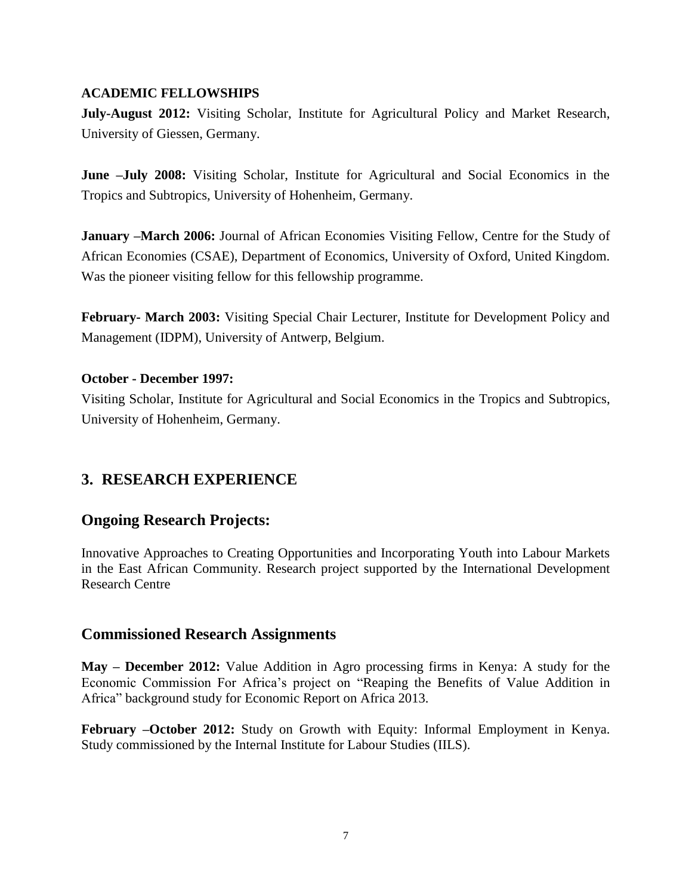**ACADEMIC FELLOWSHIPS**

**July-August 2012:** Visiting Scholar, Institute for Agricultural Policy and Market Research, University of Giessen, Germany.

**June –July 2008:** Visiting Scholar, Institute for Agricultural and Social Economics in the Tropics and Subtropics, University of Hohenheim, Germany.

**January –March 2006:** Journal of African Economies Visiting Fellow, Centre for the Study of African Economies (CSAE), Department of Economics, University of Oxford, United Kingdom. Was the pioneer visiting fellow for this fellowship programme.

**February- March 2003:** Visiting Special Chair Lecturer, Institute for Development Policy and Management (IDPM), University of Antwerp, Belgium.

**October - December 1997:**

Visiting Scholar, Institute for Agricultural and Social Economics in the Tropics and Subtropics, University of Hohenheim, Germany.

## 3. RESEARCH EXPERIENCE

## Ongoing Research Projects:

Innovative Approaches to Creating Opportunities and Incorporating Youth into Labour Markets in the East African Community. Research project supported by the International Development Research Centre

## Commissioned Research Assignments

**May – December 2012:** Value Addition in Agro processing firms in Kenya: A study for the Economic Commission For Africa's project on "Reaping the Benefits of Value Addition in Africa" background study for Economic Report on Africa 2013.

**February –October 2012:** Study on Growth with Equity: Informal Employment in Kenya. Study commissioned by the Internal Institute for Labour Studies (IILS).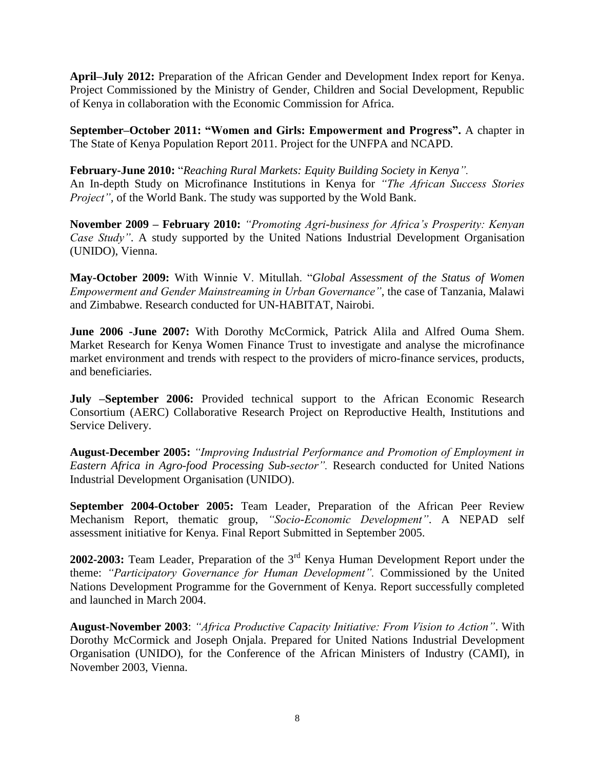**April–July 2012:** Preparation of the African Gender and Development Index report for Kenya. Project Commissioned by the Ministry of Gender, Children and Social Development, Republic of Kenya in collaboration with the Economic Commission for Africa.

**September–October 2011: "Women and Girls: Empowerment and Progress".** A chapter in The State of Kenya Population Report 2011. Project for the UNFPA and NCAPD.

**February-June 2010:** "*Reaching Rural Markets: Equity Building Society in Kenya".* An In-depth Study on Microfinance Institutions in Kenya for *"The African Success Stories Project"*, of the World Bank. The study was supported by the Wold Bank.

**November 2009 – February 2010:** *"Promoting Agri-business for Africa's Prosperity: Kenyan Case Study"*. A study supported by the United Nations Industrial Development Organisation (UNIDO), Vienna.

**May-October 2009:** With Winnie V. Mitullah. "*Global Assessment of the Status of Women Empowerment and Gender Mainstreaming in Urban Governance"*, the case of Tanzania, Malawi and Zimbabwe. Research conducted for UN-HABITAT, Nairobi.

**June 2006 -June 2007:** With Dorothy McCormick, Patrick Alila and Alfred Ouma Shem. Market Research for Kenya Women Finance Trust to investigate and analyse the microfinance market environment and trends with respect to the providers of micro-finance services, products, and beneficiaries.

**July –September 2006:** Provided technical support to the African Economic Research Consortium (AERC) Collaborative Research Project on Reproductive Health, Institutions and Service Delivery.

**August-December 2005:** *"Improving Industrial Performance and Promotion of Employment in Eastern Africa in Agro-food Processing Sub-sector".* Research conducted for United Nations Industrial Development Organisation (UNIDO).

**September 2004-October 2005:** Team Leader, Preparation of the African Peer Review Mechanism Report, thematic group, *"Socio-Economic Development"*. A NEPAD self assessment initiative for Kenya. Final Report Submitted in September 2005.

**2002-2003:** Team Leader, Preparation of the 3rd Kenya Human Development Report under the theme: *"Participatory Governance for Human Development".* Commissioned by the United Nations Development Programme for the Government of Kenya. Report successfully completed and launched in March 2004.

**August-November 2003**: *"Africa Productive Capacity Initiative: From Vision to Action"*. With Dorothy McCormick and Joseph Onjala. Prepared for United Nations Industrial Development Organisation (UNIDO), for the Conference of the African Ministers of Industry (CAMI), in November 2003, Vienna.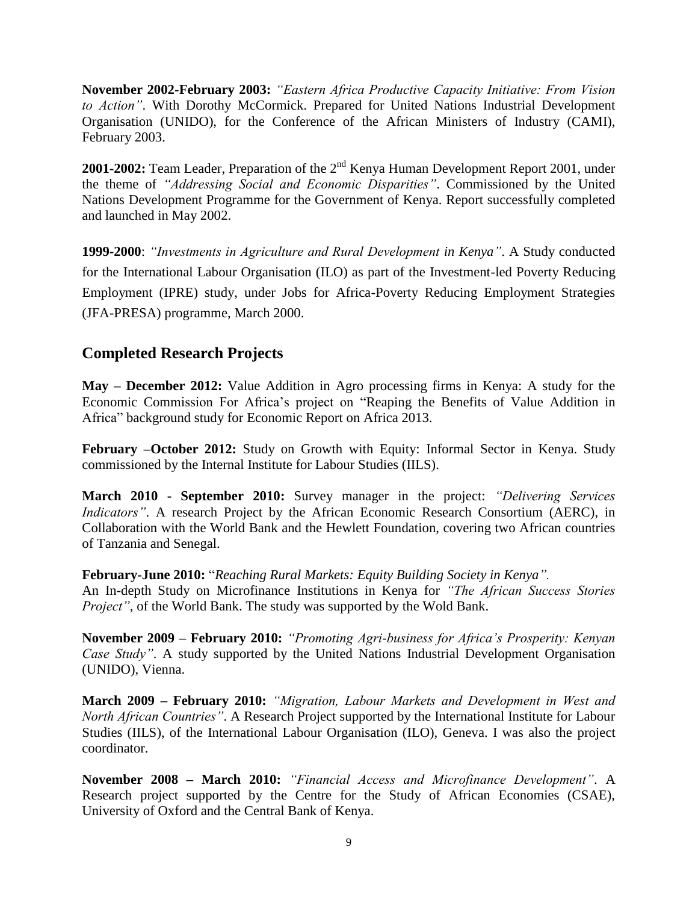**November 2002-February 2003:** *"Eastern Africa Productive Capacity Initiative: From Vision to Action"*. With Dorothy McCormick. Prepared for United Nations Industrial Development Organisation (UNIDO), for the Conference of the African Ministers of Industry (CAMI), February 2003.

**2001-2002:** Team Leader, Preparation of the 2nd Kenya Human Development Report 2001, under the theme of *"Addressing Social and Economic Disparities"*. Commissioned by the United Nations Development Programme for the Government of Kenya. Report successfully completed and launched in May 2002.

**1999-2000**: *"Investments in Agriculture and Rural Development in Kenya"*. A Study conducted for the International Labour Organisation (ILO) as part of the Investment-led Poverty Reducing Employment (IPRE) study, under Jobs for Africa-Poverty Reducing Employment Strategies (JFA-PRESA) programme, March 2000.

## Completed Research Projects

**May – December 2012:** Value Addition in Agro processing firms in Kenya: A study for the Economic Commission For Africa's project on "Reaping the Benefits of Value Addition in Africa" background study for Economic Report on Africa 2013.

**February –October 2012:** Study on Growth with Equity: Informal Sector in Kenya. Study commissioned by the Internal Institute for Labour Studies (IILS).

**March 2010 - September 2010:** Survey manager in the project: *"Delivering Services Indicators"*. A research Project by the African Economic Research Consortium (AERC), in Collaboration with the World Bank and the Hewlett Foundation, covering two African countries of Tanzania and Senegal.

**February-June 2010:** "*Reaching Rural Markets: Equity Building Society in Kenya".*
An In-depth Study on Microfinance Institutions in Kenya for *"The African Success Stories Project"*, of the World Bank. The study was supported by the Wold Bank.

**November 2009 – February 2010:** *"Promoting Agri-business for Africa's Prosperity: Kenyan Case Study"*. A study supported by the United Nations Industrial Development Organisation (UNIDO), Vienna.

**March 2009 – February 2010:** *"Migration, Labour Markets and Development in West and North African Countries"*. A Research Project supported by the International Institute for Labour Studies (IILS), of the International Labour Organisation (ILO), Geneva. I was also the project coordinator.

**November 2008 – March 2010:** *"Financial Access and Microfinance Development"*. A Research project supported by the Centre for the Study of African Economies (CSAE), University of Oxford and the Central Bank of Kenya.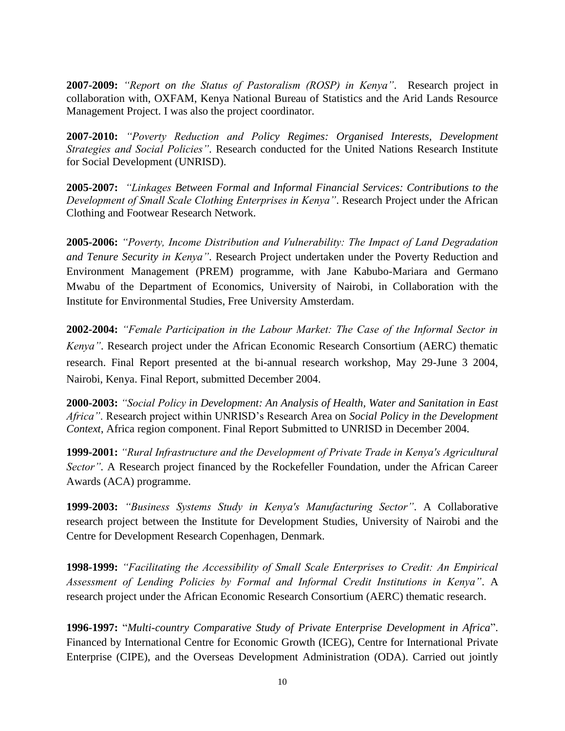**2007-2009:** *"Report on the Status of Pastoralism (ROSP) in Kenya"*. Research project in collaboration with, OXFAM, Kenya National Bureau of Statistics and the Arid Lands Resource Management Project. I was also the project coordinator.

**2007-2010:** *"Poverty Reduction and Policy Regimes: Organised Interests, Development Strategies and Social Policies"*. Research conducted for the United Nations Research Institute for Social Development (UNRISD).

**2005-2007:** *"Linkages Between Formal and Informal Financial Services: Contributions to the Development of Small Scale Clothing Enterprises in Kenya"*. Research Project under the African Clothing and Footwear Research Network.

**2005-2006:** *"Poverty, Income Distribution and Vulnerability: The Impact of Land Degradation and Tenure Security in Kenya"*. Research Project undertaken under the Poverty Reduction and Environment Management (PREM) programme, with Jane Kabubo-Mariara and Germano Mwabu of the Department of Economics, University of Nairobi, in Collaboration with the Institute for Environmental Studies, Free University Amsterdam.

**2002-2004:** *"Female Participation in the Labour Market: The Case of the Informal Sector in Kenya"*. Research project under the African Economic Research Consortium (AERC) thematic research. Final Report presented at the bi-annual research workshop, May 29-June 3 2004, Nairobi, Kenya. Final Report, submitted December 2004.

**2000-2003:** *"Social Policy in Development: An Analysis of Health, Water and Sanitation in East Africa"*. Research project within UNRISD's Research Area on *Social Policy in the Development Context*, Africa region component. Final Report Submitted to UNRISD in December 2004.

**1999-2001:** *"Rural Infrastructure and the Development of Private Trade in Kenya's Agricultural Sector"*. A Research project financed by the Rockefeller Foundation, under the African Career Awards (ACA) programme.

**1999-2003:** *"Business Systems Study in Kenya's Manufacturing Sector"*. A Collaborative research project between the Institute for Development Studies, University of Nairobi and the Centre for Development Research Copenhagen, Denmark.

**1998-1999:** *"Facilitating the Accessibility of Small Scale Enterprises to Credit: An Empirical Assessment of Lending Policies by Formal and Informal Credit Institutions in Kenya"*. A research project under the African Economic Research Consortium (AERC) thematic research.

**1996-1997:** "*Multi-country Comparative Study of Private Enterprise Development in Africa*". Financed by International Centre for Economic Growth (ICEG), Centre for International Private Enterprise (CIPE), and the Overseas Development Administration (ODA). Carried out jointly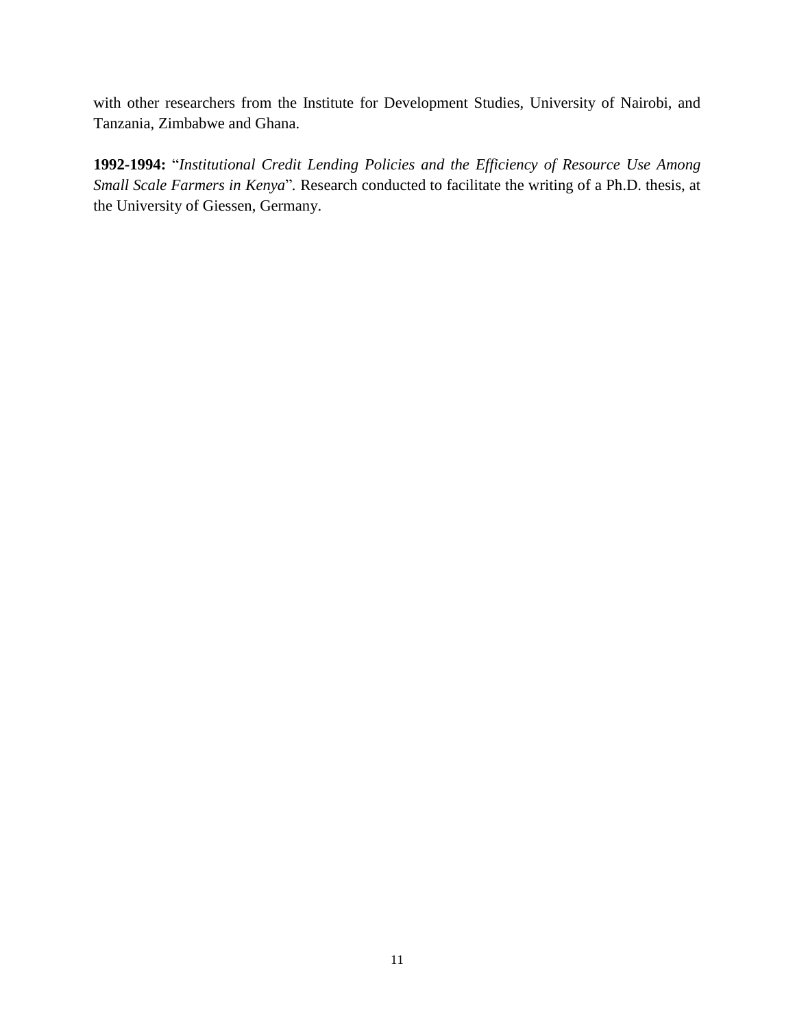with other researchers from the Institute for Development Studies, University of Nairobi, and Tanzania, Zimbabwe and Ghana.

**1992-1994:** "*Institutional Credit Lending Policies and the Efficiency of Resource Use Among Small Scale Farmers in Kenya*". Research conducted to facilitate the writing of a Ph.D. thesis, at the University of Giessen, Germany.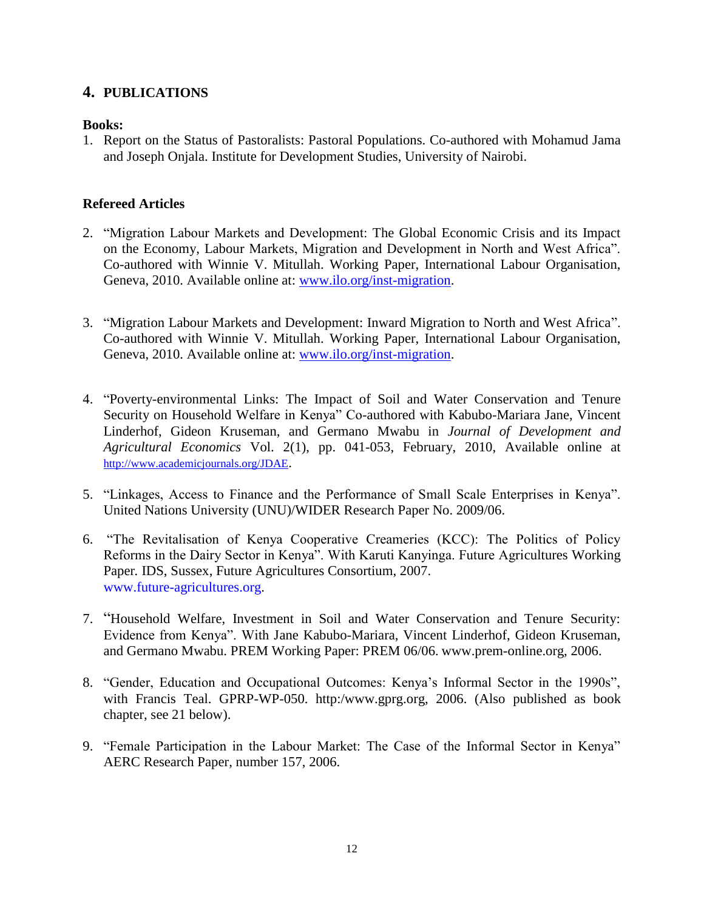## 4. PUBLICATIONS

**Books:**

1. Report on the Status of Pastoralists: Pastoral Populations. Co-authored with Mohamud Jama and Joseph Onjala. Institute for Development Studies, University of Nairobi.

**Refereed Articles**

2. "Migration Labour Markets and Development: The Global Economic Crisis and its Impact on the Economy, Labour Markets, Migration and Development in North and West Africa". Co-authored with Winnie V. Mitullah. Working Paper, International Labour Organisation, Geneva, 2010. Available online at: www.ilo.org/inst-migration.

3. "Migration Labour Markets and Development: Inward Migration to North and West Africa". Co-authored with Winnie V. Mitullah. Working Paper, International Labour Organisation, Geneva, 2010. Available online at: www.ilo.org/inst-migration.

4. "Poverty-environmental Links: The Impact of Soil and Water Conservation and Tenure Security on Household Welfare in Kenya" Co-authored with Kabubo-Mariara Jane, Vincent Linderhof, Gideon Kruseman, and Germano Mwabu in *Journal of Development and Agricultural Economics* Vol. 2(1), pp. 041-053, February, 2010, Available online at http://www.academicjournals.org/JDAE.

5. "Linkages, Access to Finance and the Performance of Small Scale Enterprises in Kenya". United Nations University (UNU)/WIDER Research Paper No. 2009/06.

6. "The Revitalisation of Kenya Cooperative Creameries (KCC): The Politics of Policy Reforms in the Dairy Sector in Kenya". With Karuti Kanyinga. Future Agricultures Working Paper. IDS, Sussex, Future Agricultures Consortium, 2007. www.future-agricultures.org.

7. "Household Welfare, Investment in Soil and Water Conservation and Tenure Security: Evidence from Kenya". With Jane Kabubo-Mariara, Vincent Linderhof, Gideon Kruseman, and Germano Mwabu. PREM Working Paper: PREM 06/06. www.prem-online.org, 2006.

8. "Gender, Education and Occupational Outcomes: Kenya's Informal Sector in the 1990s", with Francis Teal. GPRP-WP-050. http:/www.gprg.org, 2006. (Also published as book chapter, see 21 below).

9. "Female Participation in the Labour Market: The Case of the Informal Sector in Kenya" AERC Research Paper, number 157, 2006.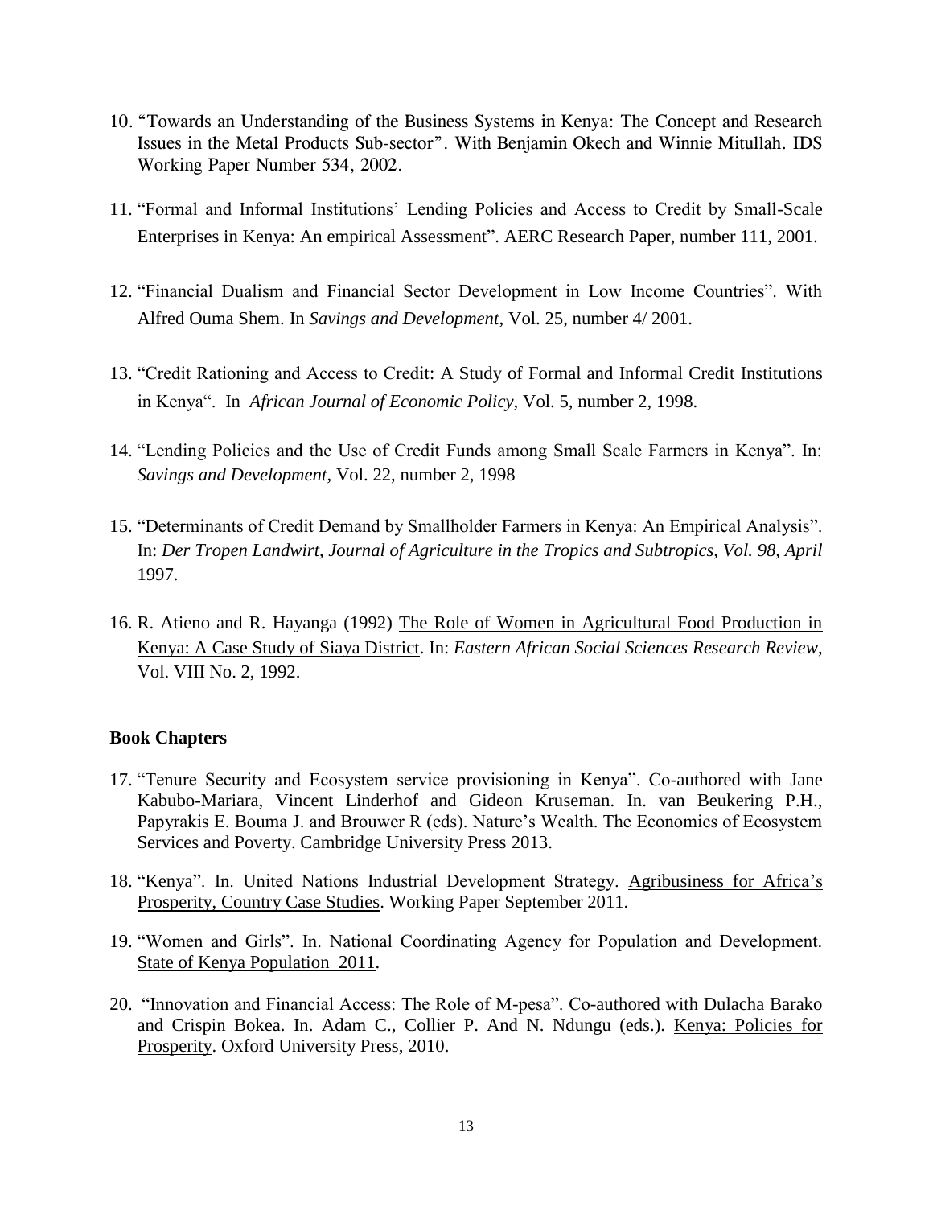10. "Towards an Understanding of the Business Systems in Kenya: The Concept and Research Issues in the Metal Products Sub-sector". With Benjamin Okech and Winnie Mitullah. IDS Working Paper Number 534, 2002.

11. "Formal and Informal Institutions' Lending Policies and Access to Credit by Small-Scale Enterprises in Kenya: An empirical Assessment". AERC Research Paper, number 111, 2001.

12. "Financial Dualism and Financial Sector Development in Low Income Countries". With Alfred Ouma Shem. In *Savings and Development*, Vol. 25, number 4/ 2001.

13. "Credit Rationing and Access to Credit: A Study of Formal and Informal Credit Institutions in Kenya". In *African Journal of Economic Policy*, Vol. 5, number 2, 1998.

14. "Lending Policies and the Use of Credit Funds among Small Scale Farmers in Kenya". In: *Savings and Development*, Vol. 22, number 2, 1998

15. "Determinants of Credit Demand by Smallholder Farmers in Kenya: An Empirical Analysis". In: *Der Tropen Landwirt, Journal of Agriculture in the Tropics and Subtropics, Vol. 98, April* 1997.

16. R. Atieno and R. Hayanga (1992) The Role of Women in Agricultural Food Production in Kenya: A Case Study of Siaya District. In: *Eastern African Social Sciences Research Review*, Vol. VIII No. 2, 1992.

**Book Chapters**

17. "Tenure Security and Ecosystem service provisioning in Kenya". Co-authored with Jane Kabubo-Mariara, Vincent Linderhof and Gideon Kruseman. In. van Beukering P.H., Papyrakis E. Bouma J. and Brouwer R (eds). Nature's Wealth. The Economics of Ecosystem Services and Poverty. Cambridge University Press 2013.

18. "Kenya". In. United Nations Industrial Development Strategy. Agribusiness for Africa's Prosperity, Country Case Studies. Working Paper September 2011.

19. "Women and Girls". In. National Coordinating Agency for Population and Development. State of Kenya Population 2011.

20. "Innovation and Financial Access: The Role of M-pesa". Co-authored with Dulacha Barako and Crispin Bokea. In. Adam C., Collier P. And N. Ndungu (eds.). Kenya: Policies for Prosperity. Oxford University Press, 2010.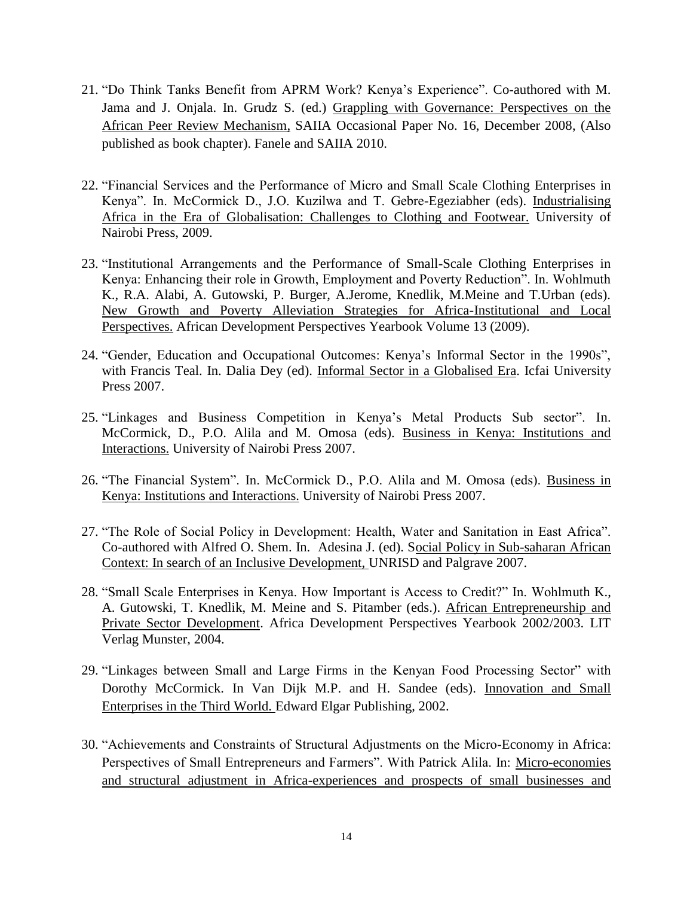21. "Do Think Tanks Benefit from APRM Work? Kenya's Experience". Co-authored with M. Jama and J. Onjala. In. Grudz S. (ed.) Grappling with Governance: Perspectives on the African Peer Review Mechanism, SAIIA Occasional Paper No. 16, December 2008, (Also published as book chapter). Fanele and SAIIA 2010.

22. "Financial Services and the Performance of Micro and Small Scale Clothing Enterprises in Kenya". In. McCormick D., J.O. Kuzilwa and T. Gebre-Egeziabher (eds). Industrialising Africa in the Era of Globalisation: Challenges to Clothing and Footwear. University of Nairobi Press, 2009.

23. "Institutional Arrangements and the Performance of Small-Scale Clothing Enterprises in Kenya: Enhancing their role in Growth, Employment and Poverty Reduction". In. Wohlmuth K., R.A. Alabi, A. Gutowski, P. Burger, A.Jerome, Knedlik, M.Meine and T.Urban (eds). New Growth and Poverty Alleviation Strategies for Africa-Institutional and Local Perspectives. African Development Perspectives Yearbook Volume 13 (2009).

24. "Gender, Education and Occupational Outcomes: Kenya's Informal Sector in the 1990s", with Francis Teal. In. Dalia Dey (ed). Informal Sector in a Globalised Era. Icfai University Press 2007.

25. "Linkages and Business Competition in Kenya's Metal Products Sub sector". In. McCormick, D., P.O. Alila and M. Omosa (eds). Business in Kenya: Institutions and Interactions. University of Nairobi Press 2007.

26. "The Financial System". In. McCormick D., P.O. Alila and M. Omosa (eds). Business in Kenya: Institutions and Interactions. University of Nairobi Press 2007.

27. "The Role of Social Policy in Development: Health, Water and Sanitation in East Africa". Co-authored with Alfred O. Shem. In. Adesina J. (ed). Social Policy in Sub-saharan African Context: In search of an Inclusive Development, UNRISD and Palgrave 2007.

28. "Small Scale Enterprises in Kenya. How Important is Access to Credit?" In. Wohlmuth K., A. Gutowski, T. Knedlik, M. Meine and S. Pitamber (eds.). African Entrepreneurship and Private Sector Development. Africa Development Perspectives Yearbook 2002/2003. LIT Verlag Munster, 2004.

29. "Linkages between Small and Large Firms in the Kenyan Food Processing Sector" with Dorothy McCormick. In Van Dijk M.P. and H. Sandee (eds). Innovation and Small Enterprises in the Third World. Edward Elgar Publishing, 2002.

30. "Achievements and Constraints of Structural Adjustments on the Micro-Economy in Africa: Perspectives of Small Entrepreneurs and Farmers". With Patrick Alila. In: Micro-economies and structural adjustment in Africa-experiences and prospects of small businesses and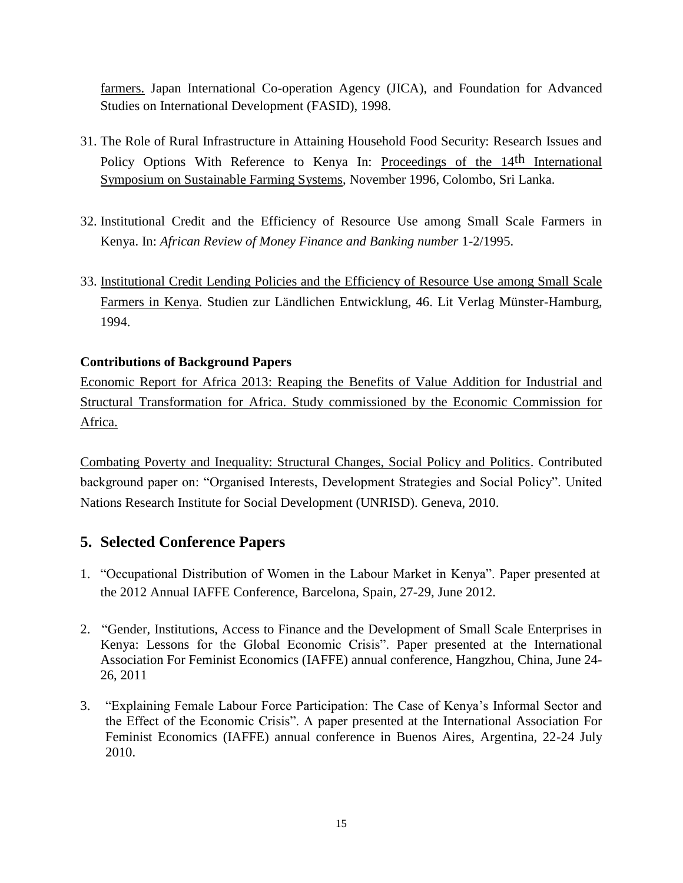farmers. Japan International Co-operation Agency (JICA), and Foundation for Advanced Studies on International Development (FASID), 1998.

31. The Role of Rural Infrastructure in Attaining Household Food Security: Research Issues and Policy Options With Reference to Kenya In: Proceedings of the 14th International Symposium on Sustainable Farming Systems, November 1996, Colombo, Sri Lanka.

32. Institutional Credit and the Efficiency of Resource Use among Small Scale Farmers in Kenya. In: *African Review of Money Finance and Banking number* 1-2/1995.

33. Institutional Credit Lending Policies and the Efficiency of Resource Use among Small Scale Farmers in Kenya. Studien zur Ländlichen Entwicklung, 46. Lit Verlag Münster-Hamburg, 1994.

**Contributions of Background Papers**

Economic Report for Africa 2013: Reaping the Benefits of Value Addition for Industrial and Structural Transformation for Africa. Study commissioned by the Economic Commission for Africa.

Combating Poverty and Inequality: Structural Changes, Social Policy and Politics. Contributed background paper on: "Organised Interests, Development Strategies and Social Policy". United Nations Research Institute for Social Development (UNRISD). Geneva, 2010.

## 5. Selected Conference Papers

1. "Occupational Distribution of Women in the Labour Market in Kenya". Paper presented at the 2012 Annual IAFFE Conference, Barcelona, Spain, 27-29, June 2012.

2. "Gender, Institutions, Access to Finance and the Development of Small Scale Enterprises in Kenya: Lessons for the Global Economic Crisis". Paper presented at the International Association For Feminist Economics (IAFFE) annual conference, Hangzhou, China, June 24-26, 2011

3. "Explaining Female Labour Force Participation: The Case of Kenya's Informal Sector and the Effect of the Economic Crisis". A paper presented at the International Association For Feminist Economics (IAFFE) annual conference in Buenos Aires, Argentina, 22-24 July 2010.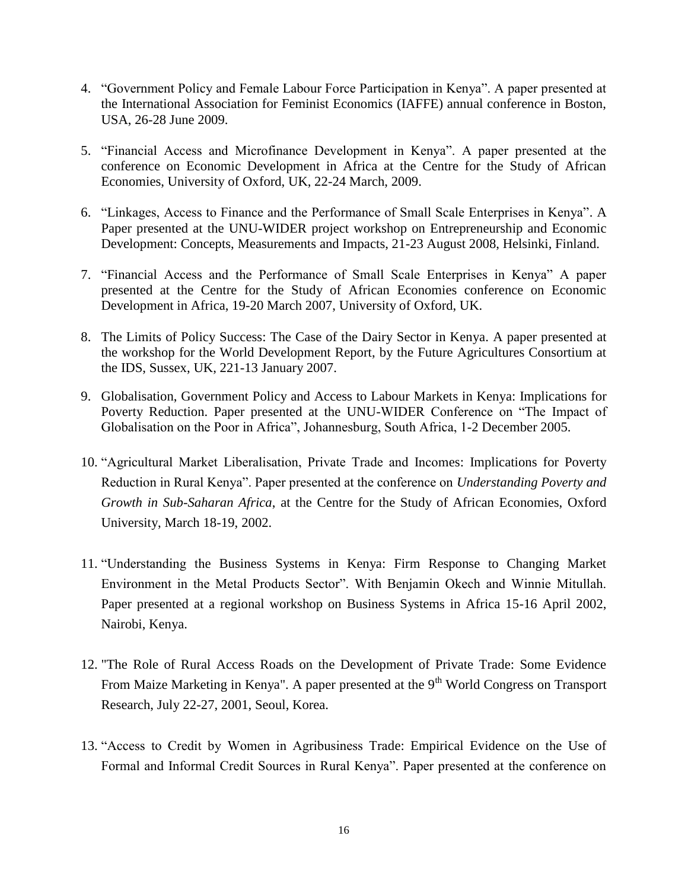4. "Government Policy and Female Labour Force Participation in Kenya". A paper presented at the International Association for Feminist Economics (IAFFE) annual conference in Boston, USA, 26-28 June 2009.

5. "Financial Access and Microfinance Development in Kenya". A paper presented at the conference on Economic Development in Africa at the Centre for the Study of African Economies, University of Oxford, UK, 22-24 March, 2009.

6. "Linkages, Access to Finance and the Performance of Small Scale Enterprises in Kenya". A Paper presented at the UNU-WIDER project workshop on Entrepreneurship and Economic Development: Concepts, Measurements and Impacts, 21-23 August 2008, Helsinki, Finland.

7. "Financial Access and the Performance of Small Scale Enterprises in Kenya" A paper presented at the Centre for the Study of African Economies conference on Economic Development in Africa, 19-20 March 2007, University of Oxford, UK.

8. The Limits of Policy Success: The Case of the Dairy Sector in Kenya. A paper presented at the workshop for the World Development Report, by the Future Agricultures Consortium at the IDS, Sussex, UK, 221-13 January 2007.

9. Globalisation, Government Policy and Access to Labour Markets in Kenya: Implications for Poverty Reduction. Paper presented at the UNU-WIDER Conference on "The Impact of Globalisation on the Poor in Africa", Johannesburg, South Africa, 1-2 December 2005.

10. "Agricultural Market Liberalisation, Private Trade and Incomes: Implications for Poverty Reduction in Rural Kenya". Paper presented at the conference on *Understanding Poverty and Growth in Sub-Saharan Africa*, at the Centre for the Study of African Economies, Oxford University, March 18-19, 2002.

11. "Understanding the Business Systems in Kenya: Firm Response to Changing Market Environment in the Metal Products Sector". With Benjamin Okech and Winnie Mitullah. Paper presented at a regional workshop on Business Systems in Africa 15-16 April 2002, Nairobi, Kenya.

12. "The Role of Rural Access Roads on the Development of Private Trade: Some Evidence From Maize Marketing in Kenya". A paper presented at the 9th World Congress on Transport Research, July 22-27, 2001, Seoul, Korea.

13. "Access to Credit by Women in Agribusiness Trade: Empirical Evidence on the Use of Formal and Informal Credit Sources in Rural Kenya". Paper presented at the conference on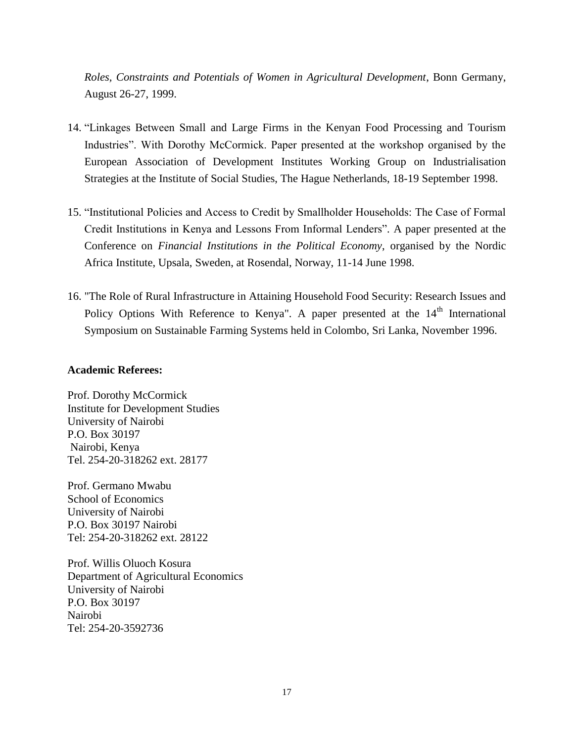*Roles, Constraints and Potentials of Women in Agricultural Development*, Bonn Germany, August 26-27, 1999.

14. "Linkages Between Small and Large Firms in the Kenyan Food Processing and Tourism Industries". With Dorothy McCormick. Paper presented at the workshop organised by the European Association of Development Institutes Working Group on Industrialisation Strategies at the Institute of Social Studies, The Hague Netherlands, 18-19 September 1998.

15. "Institutional Policies and Access to Credit by Smallholder Households: The Case of Formal Credit Institutions in Kenya and Lessons From Informal Lenders". A paper presented at the Conference on *Financial Institutions in the Political Economy*, organised by the Nordic Africa Institute, Upsala, Sweden, at Rosendal, Norway, 11-14 June 1998.

16. "The Role of Rural Infrastructure in Attaining Household Food Security: Research Issues and Policy Options With Reference to Kenya". A paper presented at the 14th International Symposium on Sustainable Farming Systems held in Colombo, Sri Lanka, November 1996.

**Academic Referees:**

Prof. Dorothy McCormick
Institute for Development Studies
University of Nairobi
P.O. Box 30197
Nairobi, Kenya
Tel. 254-20-318262 ext. 28177

Prof. Germano Mwabu
School of Economics
University of Nairobi
P.O. Box 30197 Nairobi
Tel: 254-20-318262 ext. 28122

Prof. Willis Oluoch Kosura
Department of Agricultural Economics
University of Nairobi
P.O. Box 30197
Nairobi
Tel: 254-20-3592736